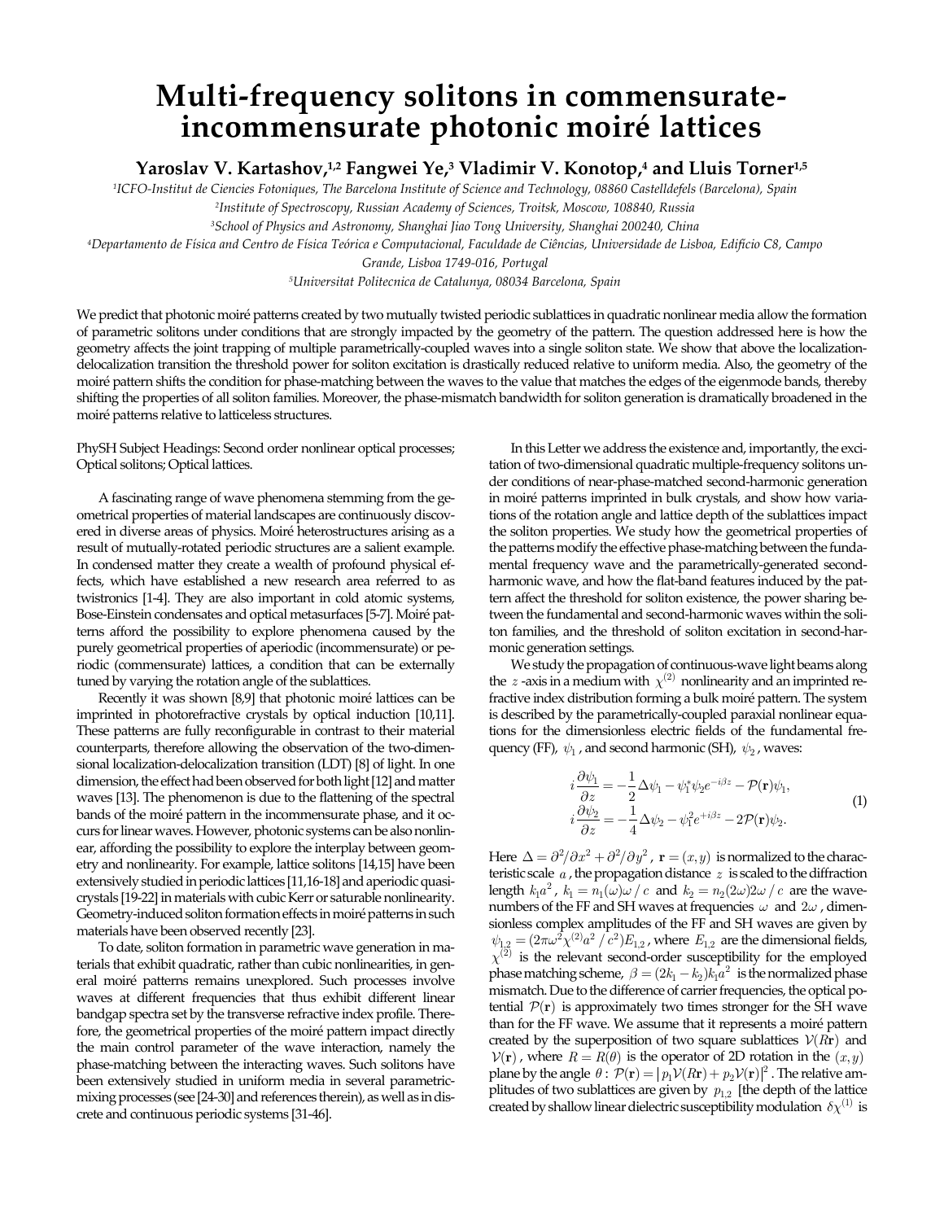# Multi-frequency solitons in commensurate-incommensurate photonic moiré lattices

**Yaroslav V. Kartashov,[1,2] Fangwei Ye,[3] Vladimir V. Konotop,[4] and Lluis Torner[1,5]**

[1]ICFO-Institut de Ciencies Fotoniques, The Barcelona Institute of Science and Technology, 08860 Castelldefels (Barcelona), Spain

[2]Institute of Spectroscopy, Russian Academy of Sciences, Troitsk, Moscow, 108840, Russia

[3]School of Physics and Astronomy, Shanghai Jiao Tong University, Shanghai 200240, China

[4]Departamento de Física and Centro de Física Teórica e Computacional, Faculdade de Ciências, Universidade de Lisboa, Edifício C8, Campo Grande, Lisboa 1749-016, Portugal

[5]Universitat Politecnica de Catalunya, 08034 Barcelona, Spain

We predict that photonic moiré patterns created by two mutually twisted periodic sublattices in quadratic nonlinear media allow the formation of parametric solitons under conditions that are strongly impacted by the geometry of the pattern. The question addressed here is how the geometry affects the joint trapping of multiple parametrically-coupled waves into a single soliton state. We show that above the localization-delocalization transition the threshold power for soliton excitation is drastically reduced relative to uniform media. Also, the geometry of the moiré pattern shifts the condition for phase-matching between the waves to the value that matches the edges of the eigenmode bands, thereby shifting the properties of all soliton families. Moreover, the phase-mismatch bandwidth for soliton generation is dramatically broadened in the moiré patterns relative to latticeless structures.

PhySH Subject Headings: Second order nonlinear optical processes; Optical solitons; Optical lattices.

A fascinating range of wave phenomena stemming from the geometrical properties of material landscapes are continuously discovered in diverse areas of physics. Moiré heterostructures arising as a result of mutually-rotated periodic structures are a salient example. In condensed matter they create a wealth of profound physical effects, which have established a new research area referred to as twistronics [1-4]. They are also important in cold atomic systems, Bose-Einstein condensates and optical metasurfaces [5-7]. Moiré patterns afford the possibility to explore phenomena caused by the purely geometrical properties of aperiodic (incommensurate) or periodic (commensurate) lattices, a condition that can be externally tuned by varying the rotation angle of the sublattices.

Recently it was shown [8,9] that photonic moiré lattices can be imprinted in photorefractive crystals by optical induction [10,11]. These patterns are fully reconfigurable in contrast to their material counterparts, therefore allowing the observation of the two-dimensional localization-delocalization transition (LDT) [8] of light. In one dimension, the effect had been observed for both light [12] and matter waves [13]. The phenomenon is due to the flattening of the spectral bands of the moiré pattern in the incommensurate phase, and it occurs for linear waves. However, photonic systems can be also nonlinear, affording the possibility to explore the interplay between geometry and nonlinearity. For example, lattice solitons [14,15] have been extensively studied in periodic lattices [11,16-18] and aperiodic quasicrystals [19-22] in materials with cubic Kerr or saturable nonlinearity. Geometry-induced soliton formation effects in moiré patterns in such materials have been observed recently [23].

To date, soliton formation in parametric wave generation in materials that exhibit quadratic, rather than cubic nonlinearities, in general moiré patterns remains unexplored. Such processes involve waves at different frequencies that thus exhibit different linear bandgap spectra set by the transverse refractive index profile. Therefore, the geometrical properties of the moiré pattern impact directly the main control parameter of the wave interaction, namely the phase-matching between the interacting waves. Such solitons have been extensively studied in uniform media in several parametric-mixing processes (see [24-30] and references therein), as well as in discrete and continuous periodic systems [31-46].

In this Letter we address the existence and, importantly, the excitation of two-dimensional quadratic multiple-frequency solitons under conditions of near-phase-matched second-harmonic generation in moiré patterns imprinted in bulk crystals, and show how variations of the rotation angle and lattice depth of the sublattices impact the soliton properties. We study how the geometrical properties of the patterns modify the effective phase-matching between the fundamental frequency wave and the parametrically-generated second-harmonic wave, and how the flat-band features induced by the pattern affect the threshold for soliton existence, the power sharing between the fundamental and second-harmonic waves within the soliton families, and the threshold of soliton excitation in second-harmonic generation settings.

We study the propagation of continuous-wave light beams along the $z$-axis in a medium with $\chi^{(2)}$ nonlinearity and an imprinted refractive index distribution forming a bulk moiré pattern. The system is described by the parametrically-coupled paraxial nonlinear equations for the dimensionless electric fields of the fundamental frequency (FF), $\psi_1$, and second harmonic (SH), $\psi_2$, waves:

$$
\begin{aligned}
i\frac{\partial \psi_1}{\partial z} &= -\frac{1}{2}\Delta\psi_1 - \psi_1^*\psi_2 e^{-i\beta z} - \mathcal{P}(\mathbf{r})\psi_1, \\
i\frac{\partial \psi_2}{\partial z} &= -\frac{1}{4}\Delta\psi_2 - \psi_1^2 e^{+i\beta z} - 2\mathcal{P}(\mathbf{r})\psi_2.
\end{aligned}
\tag{1}
$$

Here $\Delta = \partial^2/\partial x^2 + \partial^2/\partial y^2$, $\mathbf{r} = (x,y)$ is normalized to the characteristic scale $a$, the propagation distance $z$ is scaled to the diffraction length $k_1 a^2$, $k_1 = n_1(\omega)\omega/c$ and $k_2 = n_2(2\omega)2\omega/c$ are the wavenumbers of the FF and SH waves at frequencies $\omega$ and $2\omega$, dimensionless complex amplitudes of the FF and SH waves are given by $\psi_{1,2} = (2\pi\omega^2\chi^{(2)}a^2/c^2)E_{1,2}$, where $E_{1,2}$ are the dimensional fields, $\chi^{(2)}$ is the relevant second-order susceptibility for the employed phase matching scheme, $\beta = (2k_1 - k_2)k_1 a^2$ is the normalized phase mismatch. Due to the difference of carrier frequencies, the optical potential $\mathcal{P}(\mathbf{r})$ is approximately two times stronger for the SH wave than for the FF wave. We assume that it represents a moiré pattern created by the superposition of two square sublattices $\mathcal{V}(R\mathbf{r})$ and $\mathcal{V}(\mathbf{r})$, where $R = R(\theta)$ is the operator of 2D rotation in the $(x,y)$ plane by the angle $\theta$: $\mathcal{P}(\mathbf{r}) = |p_1\mathcal{V}(R\mathbf{r}) + p_2\mathcal{V}(\mathbf{r})|^2$. The relative amplitudes of two sublattices are given by $p_{1,2}$ [the depth of the lattice created by shallow linear dielectric susceptibility modulation $\delta\chi^{(1)}$ is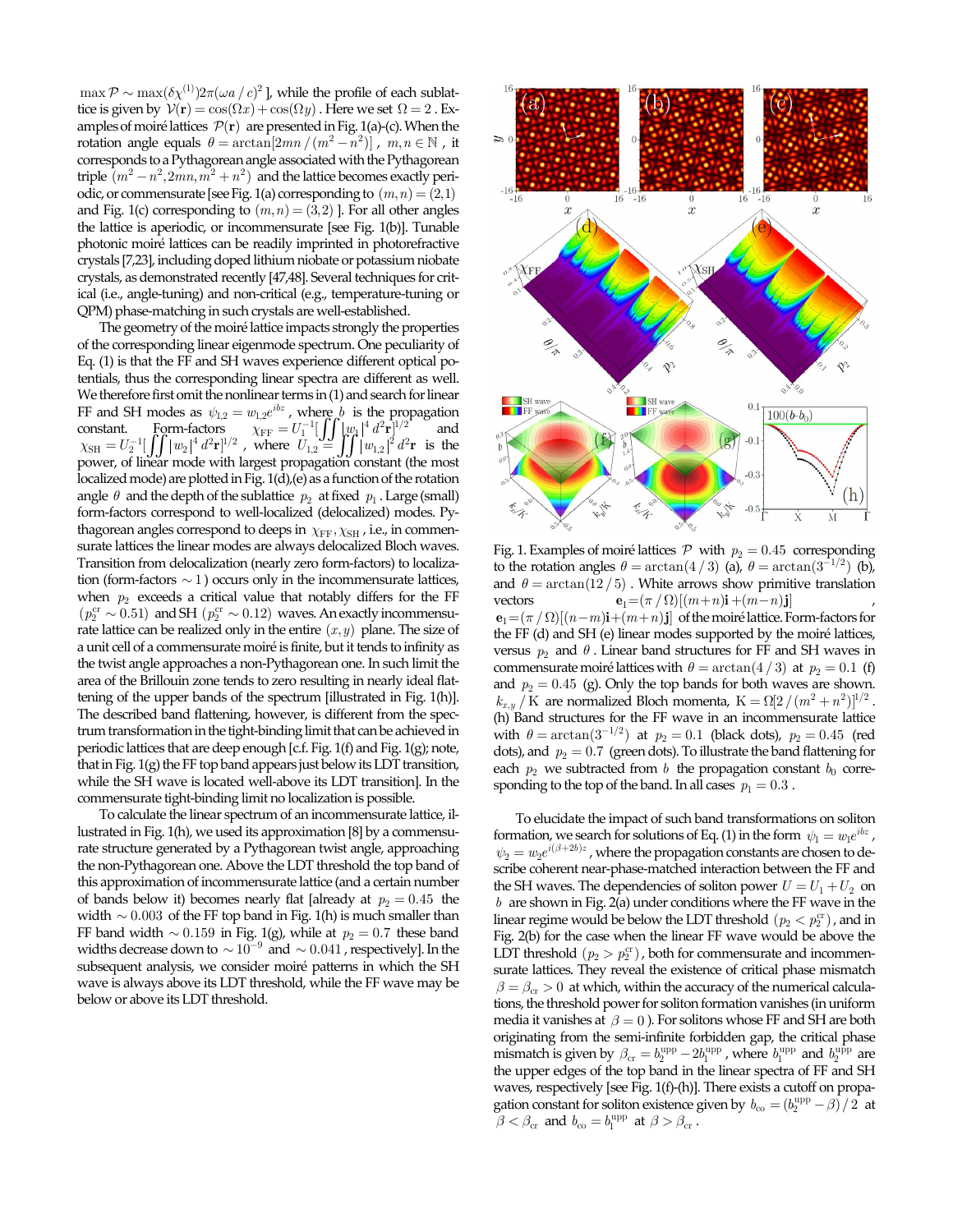$\max \mathcal{P} \sim \max(\delta\chi^{(1)})2\pi(\omega a/c)^2$ ], while the profile of each sublattice is given by $\mathcal{V}(\mathbf{r}) = \cos(\Omega x) + \cos(\Omega y)$. Here we set $\Omega = 2$. Examples of moiré lattices $\mathcal{P}(\mathbf{r})$ are presented in Fig. 1(a)-(c). When the rotation angle equals $\theta = \arctan[2mn/(m^2-n^2)]$, $m,n \in \mathbb{N}$, it corresponds to a Pythagorean angle associated with the Pythagorean triple $(m^2-n^2, 2mn, m^2+n^2)$ and the lattice becomes exactly periodic, or commensurate [see Fig. 1(a) corresponding to $(m,n)=(2,1)$ and Fig. 1(c) corresponding to $(m,n)=(3,2)$ ]. For all other angles the lattice is aperiodic, or incommensurate [see Fig. 1(b)]. Tunable photonic moiré lattices can be readily imprinted in photorefractive crystals [7,23], including doped lithium niobate or potassium niobate crystals, as demonstrated recently [47,48]. Several techniques for critical (i.e., angle-tuning) and non-critical (e.g., temperature-tuning or QPM) phase-matching in such crystals are well-established.

The geometry of the moiré lattice impacts strongly the properties of the corresponding linear eigenmode spectrum. One peculiarity of Eq. (1) is that the FF and SH waves experience different optical potentials, thus the corresponding linear spectra are different as well. We therefore first omit the nonlinear terms in (1) and search for linear FF and SH modes as $\psi_{1,2} = w_{1,2}e^{ibz}$, where $b$ is the propagation constant. Form-factors $\chi_{\rm FF} = U_1^{-1}[\iint |w_1|^4 d^2\mathbf{r}]^{1/2}$ and $\chi_{\rm SH} = U_2^{-1}[\iint |w_2|^4 d^2\mathbf{r}]^{1/2}$, where $U_{1,2} = \iint |w_{1,2}|^2 d^2\mathbf{r}$ is the power, of linear mode with largest propagation constant (the most localized mode) are plotted in Fig. 1(d),(e) as a function of the rotation angle $\theta$ and the depth of the sublattice $p_2$ at fixed $p_1$. Large (small) form-factors correspond to well-localized (delocalized) modes. Pythagorean angles correspond to deeps in $\chi_{\rm FF}, \chi_{\rm SH}$, i.e., in commensurate lattices the linear modes are always delocalized Bloch waves. Transition from delocalization (nearly zero form-factors) to localization (form-factors $\sim 1$) occurs only in the incommensurate lattices, when $p_2$ exceeds a critical value that notably differs for the FF ($p_2^{\rm cr} \sim 0.51$) and SH ($p_2^{\rm cr} \sim 0.12$) waves. An exactly incommensurate lattice can be realized only in the entire $(x,y)$ plane. The size of a unit cell of a commensurate moiré is finite, but it tends to infinity as the twist angle approaches a non-Pythagorean one. In such limit the area of the Brillouin zone tends to zero resulting in nearly ideal flattening of the upper bands of the spectrum [illustrated in Fig. 1(h)]. The described band flattening, however, is different from the spectrum transformation in the tight-binding limit that can be achieved in periodic lattices that are deep enough [c.f. Fig. 1(f) and Fig. 1(g); note, that in Fig. 1(g) the FF top band appears just below its LDT transition, while the SH wave is located well-above its LDT transition]. In the commensurate tight-binding limit no localization is possible.

To calculate the linear spectrum of an incommensurate lattice, illustrated in Fig. 1(h), we used its approximation [8] by a commensurate structure generated by a Pythagorean twist angle, approaching the non-Pythagorean one. Above the LDT threshold the top band of this approximation of incommensurate lattice (and a certain number of bands below it) becomes nearly flat [already at $p_2 = 0.45$ the width $\sim 0.003$ of the FF top band in Fig. 1(h) is much smaller than FF band width $\sim 0.159$ in Fig. 1(g), while at $p_2 = 0.7$ these band widths decrease down to $\sim 10^{-9}$ and $\sim 0.041$, respectively]. In the subsequent analysis, we consider moiré patterns in which the SH wave is always above its LDT threshold, while the FF wave may be below or above its LDT threshold.

Fig. 1. Examples of moiré lattices $\mathcal{P}$ with $p_2 = 0.45$ corresponding to the rotation angles $\theta = \arctan(4/3)$ (a), $\theta = \arctan(3^{-1/2})$ (b), and $\theta = \arctan(12/5)$. White arrows show primitive translation vectors $\mathbf{e}_1 = (\pi/\Omega)[(m+n)\mathbf{i} + (m-n)\mathbf{j}]$, $\mathbf{e}_1 = (\pi/\Omega)[(n-m)\mathbf{i} + (m+n)\mathbf{j}]$ of the moiré lattice. Form-factors for the FF (d) and SH (e) linear modes supported by the moiré lattices, versus $p_2$ and $\theta$. Linear band structures for FF and SH waves in commensurate moiré lattices with $\theta = \arctan(4/3)$ at $p_2 = 0.1$ (f) and $p_2 = 0.45$ (g). Only the top bands for both waves are shown. $k_{x,y}/\mathrm{K}$ are normalized Bloch momenta, $\mathrm{K} = \Omega[2/(m^2+n^2)]^{1/2}$. (h) Band structures for the FF wave in an incommensurate lattice with $\theta = \arctan(3^{-1/2})$ at $p_2 = 0.1$ (black dots), $p_2 = 0.45$ (red dots), and $p_2 = 0.7$ (green dots). To illustrate the band flattening for each $p_2$ we subtracted from $b$ the propagation constant $b_0$ corresponding to the top of the band. In all cases $p_1 = 0.3$.

To elucidate the impact of such band transformations on soliton formation, we search for solutions of Eq. (1) in the form $\psi_1 = w_1 e^{ibz}$, $\psi_2 = w_2 e^{i(\beta + 2b)z}$, where the propagation constants are chosen to describe coherent near-phase-matched interaction between the FF and the SH waves. The dependencies of soliton power $U = U_1 + U_2$ on $b$ are shown in Fig. 2(a) under conditions where the FF wave in the linear regime would be below the LDT threshold $(p_2 < p_2^{\rm cr})$, and in Fig. 2(b) for the case when the linear FF wave would be above the LDT threshold $(p_2 > p_2^{\rm cr})$, both for commensurate and incommensurate lattices. They reveal the existence of critical phase mismatch $\beta = \beta_{\rm cr} > 0$ at which, within the accuracy of the numerical calculations, the threshold power for soliton formation vanishes (in uniform media it vanishes at $\beta = 0$). For solitons whose FF and SH are both originating from the semi-infinite forbidden gap, the critical phase mismatch is given by $\beta_{\rm cr} = b_2^{\rm upp} - 2b_1^{\rm upp}$, where $b_1^{\rm upp}$ and $b_2^{\rm upp}$ are the upper edges of the top band in the linear spectra of FF and SH waves, respectively [see Fig. 1(f)-(h)]. There exists a cutoff on propagation constant for soliton existence given by $b_{\rm co} = (b_2^{\rm upp} - \beta)/2$ at $\beta < \beta_{\rm cr}$ and $b_{\rm co} = b_1^{\rm upp}$ at $\beta > \beta_{\rm cr}$.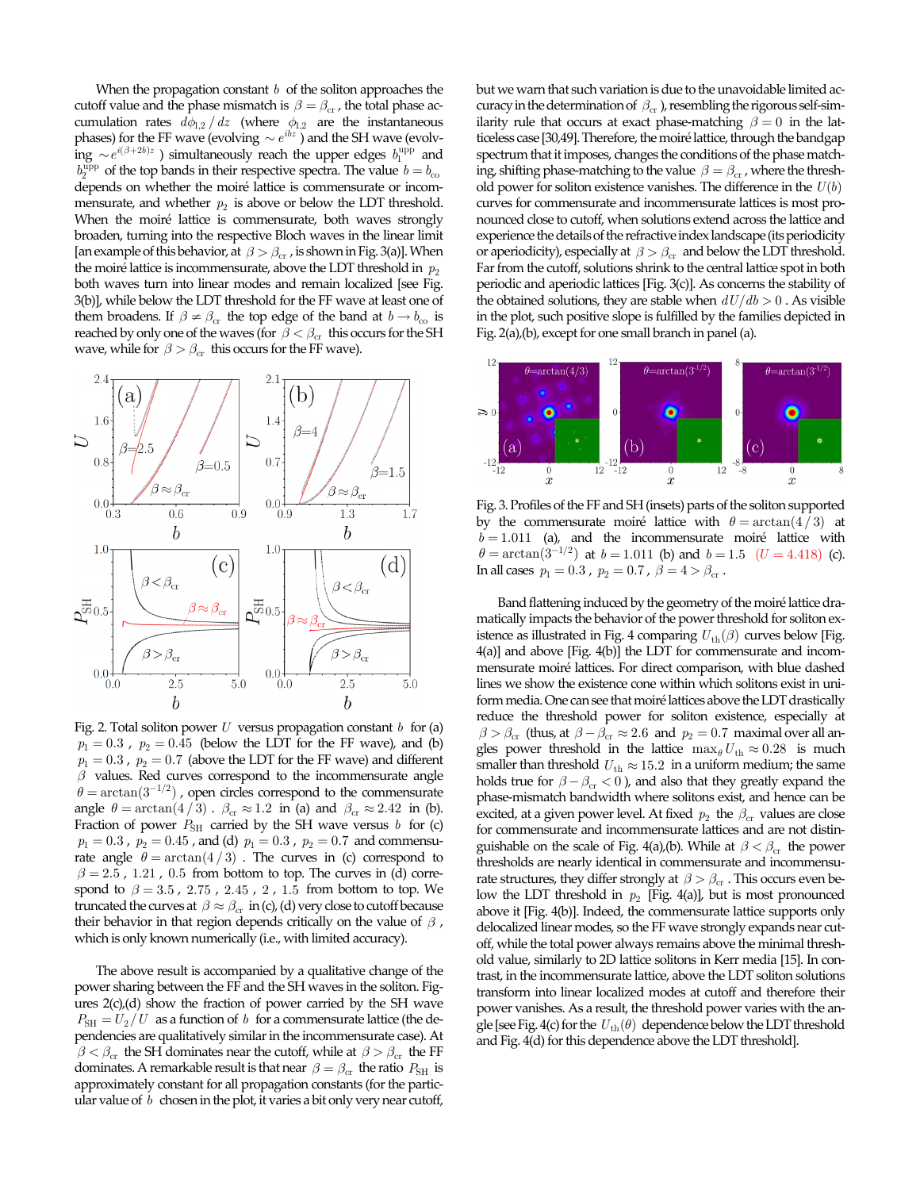When the propagation constant $b$ of the soliton approaches the cutoff value and the phase mismatch is $\beta = \beta_{\rm cr}$, the total phase accumulation rates $d\phi_{1,2}/dz$ (where $\phi_{1,2}$ are the instantaneous phases) for the FF wave (evolving $\sim e^{ibz}$) and the SH wave (evolving $\sim e^{i(\beta+2b)z}$) simultaneously reach the upper edges $b_1^{\rm upp}$ and $b_2^{\rm upp}$ of the top bands in their respective spectra. The value $b = b_{\rm co}$ depends on whether the moiré lattice is commensurate or incommensurate, and whether $p_2$ is above or below the LDT threshold. When the moiré lattice is commensurate, both waves strongly broaden, turning into the respective Bloch waves in the linear limit [an example of this behavior, at $\beta > \beta_{\rm cr}$, is shown in Fig. 3(a)]. When the moiré lattice is incommensurate, above the LDT threshold in $p_2$ both waves turn into linear modes and remain localized [see Fig. 3(b)], while below the LDT threshold for the FF wave at least one of them broadens. If $\beta \neq \beta_{\rm cr}$ the top edge of the band at $b \to b_{\rm co}$ is reached by only one of the waves (for $\beta < \beta_{\rm cr}$ this occurs for the SH wave, while for $\beta > \beta_{\rm cr}$ this occurs for the FF wave).

Fig. 2. Total soliton power $U$ versus propagation constant $b$ for (a) $p_1 = 0.3$, $p_2 = 0.45$ (below the LDT for the FF wave), and (b) $p_1 = 0.3$, $p_2 = 0.7$ (above the LDT for the FF wave) and different $\beta$ values. Red curves correspond to the incommensurate angle $\theta = \arctan(3^{-1/2})$, open circles correspond to the commensurate angle $\theta = \arctan(4/3)$. $\beta_{\rm cr} \approx 1.2$ in (a) and $\beta_{\rm cr} \approx 2.42$ in (b). Fraction of power $P_{\rm SH}$ carried by the SH wave versus $b$ for (c) $p_1 = 0.3$, $p_2 = 0.45$, and (d) $p_1 = 0.3$, $p_2 = 0.7$ and commensurate angle $\theta = \arctan(4/3)$. The curves in (c) correspond to $\beta = 2.5$, $1.21$, $0.5$ from bottom to top. The curves in (d) correspond to $\beta = 3.5$, $2.75$, $2.45$, $2$, $1.5$ from bottom to top. We truncated the curves at $\beta \approx \beta_{\rm cr}$ in (c), (d) very close to cutoff because their behavior in that region depends critically on the value of $\beta$, which is only known numerically (i.e., with limited accuracy).

The above result is accompanied by a qualitative change of the power sharing between the FF and the SH waves in the soliton. Figures 2(c),(d) show the fraction of power carried by the SH wave $P_{\rm SH} = U_2/U$ as a function of $b$ for a commensurate lattice (the dependencies are qualitatively similar in the incommensurate case). At $\beta < \beta_{\rm cr}$ the SH dominates near the cutoff, while at $\beta > \beta_{\rm cr}$ the FF dominates. A remarkable result is that near $\beta = \beta_{\rm cr}$ the ratio $P_{\rm SH}$ is approximately constant for all propagation constants (for the particular value of $b$ chosen in the plot, it varies a bit only very near cutoff, but we warn that such variation is due to the unavoidable limited accuracy in the determination of $\beta_{\rm cr}$), resembling the rigorous self-similarity rule that occurs at exact phase-matching $\beta = 0$ in the latticeless case [30,49]. Therefore, the moiré lattice, through the bandgap spectrum that it imposes, changes the conditions of the phase matching, shifting phase-matching to the value $\beta = \beta_{\rm cr}$, where the threshold power for soliton existence vanishes. The difference in the $U(b)$ curves for commensurate and incommensurate lattices is most pronounced close to cutoff, when solutions extend across the lattice and experience the details of the refractive index landscape (its periodicity or aperiodicity), especially at $\beta > \beta_{\rm cr}$ and below the LDT threshold. Far from the cutoff, solutions shrink to the central lattice spot in both periodic and aperiodic lattices [Fig. 3(c)]. As concerns the stability of the obtained solutions, they are stable when $dU/db > 0$. As visible in the plot, such positive slope is fulfilled by the families depicted in Fig. 2(a),(b), except for one small branch in panel (a).

Fig. 3. Profiles of the FF and SH (insets) parts of the soliton supported by the commensurate moiré lattice with $\theta = \arctan(4/3)$ at $b = 1.011$ (a), and the incommensurate moiré lattice with $\theta = \arctan(3^{-1/2})$ at $b = 1.011$ (b) and $b = 1.5$ ($U = 4.418$) (c). In all cases $p_1 = 0.3$, $p_2 = 0.7$, $\beta = 4 > \beta_{\rm cr}$.

Band flattening induced by the geometry of the moiré lattice dramatically impacts the behavior of the power threshold for soliton existence as illustrated in Fig. 4 comparing $U_{\rm th}(\beta)$ curves below [Fig. 4(a)] and above [Fig. 4(b)] the LDT for commensurate and incommensurate moiré lattices. For direct comparison, with blue dashed lines we show the existence cone within which solitons exist in uniform media. One can see that moiré lattices above the LDT drastically reduce the threshold power for soliton existence, especially at $\beta > \beta_{\rm cr}$ (thus, at $\beta - \beta_{\rm cr} \approx 2.6$ and $p_2 = 0.7$ maximal over all angles power threshold in the lattice $\max_\theta U_{\rm th} \approx 0.28$ is much smaller than threshold $U_{\rm th} \approx 15.2$ in a uniform medium; the same holds true for $\beta - \beta_{\rm cr} < 0$), and also that they greatly expand the phase-mismatch bandwidth where solitons exist, and hence can be excited, at a given power level. At fixed $p_2$ the $\beta_{\rm cr}$ values are close for commensurate and incommensurate lattices and are not distinguishable on the scale of Fig. 4(a),(b). While at $\beta < \beta_{\rm cr}$ the power thresholds are nearly identical in commensurate and incommensurate structures, they differ strongly at $\beta > \beta_{\rm cr}$. This occurs even below the LDT threshold in $p_2$ [Fig. 4(a)], but is most pronounced above it [Fig. 4(b)]. Indeed, the commensurate lattice supports only delocalized linear modes, so the FF wave strongly expands near cutoff, while the total power always remains above the minimal threshold value, similarly to 2D lattice solitons in Kerr media [15]. In contrast, in the incommensurate lattice, above the LDT soliton solutions transform into linear localized modes at cutoff and therefore their power thresholds vanishes. As a result, the threshold power varies with the angle [see Fig. 4(c) for the $U_{\rm th}(\theta)$ dependence below the LDT threshold and Fig. 4(d) for this dependence above the LDT threshold].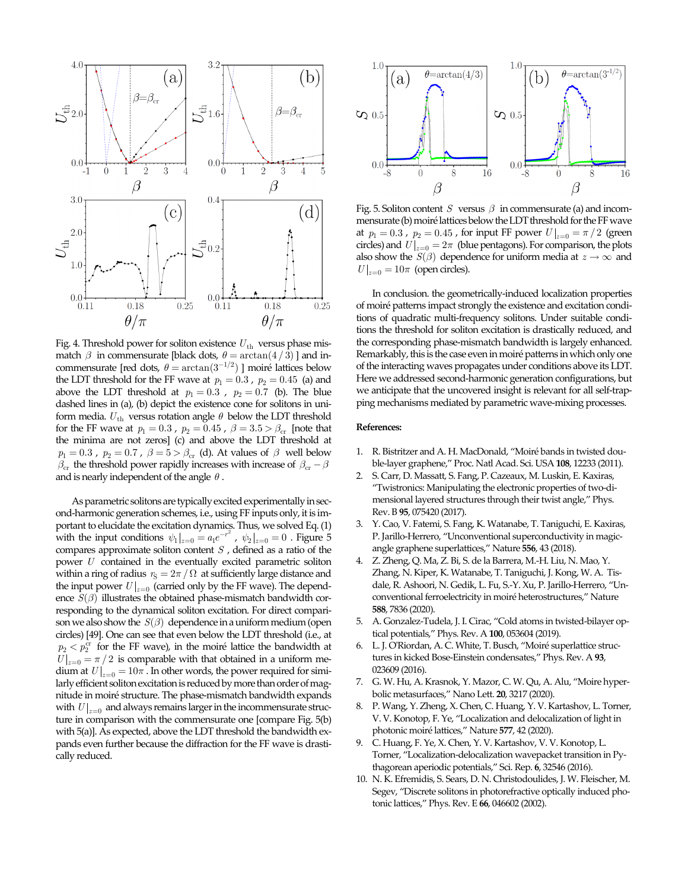Fig. 4. Threshold power for soliton existence $U_{\rm th}$ versus phase mismatch $\beta$ in commensurate [black dots, $\theta = \arctan(4/3)$ ] and incommensurate [red dots, $\theta = \arctan(3^{-1/2})$ ] moiré lattices below the LDT threshold for the FF wave at $p_1 = 0.3$ , $p_2 = 0.45$ (a) and above the LDT threshold at $p_1 = 0.3$ , $p_2 = 0.7$ (b). The blue dashed lines in (a), (b) depict the existence cone for solitons in uniform media. $U_{\rm th}$ versus rotation angle $\theta$ below the LDT threshold for the FF wave at $p_1 = 0.3$ , $p_2 = 0.45$ , $\beta = 3.5 > \beta_{\rm cr}$ [note that the minima are not zeros] (c) and above the LDT threshold at $p_1 = 0.3$ , $p_2 = 0.7$ , $\beta = 5 > \beta_{\rm cr}$ (d). At values of $\beta$ well below $\beta_{\rm cr}$ the threshold power rapidly increases with increase of $\beta_{\rm cr} - \beta$ and is nearly independent of the angle $\theta$ .

As parametric solitons are typically excited experimentally in second-harmonic generation schemes, i.e., using FF inputs only, it is important to elucidate the excitation dynamics. Thus, we solved Eq. (1) with the input conditions $\psi_1|_{z=0} = a_1 e^{-r^2}$ , $\psi_2|_{z=0} = 0$ . Figure 5 compares approximate soliton content $S$ , defined as a ratio of the power $U$ contained in the eventually excited parametric soliton within a ring of radius $r_{\rm S} = 2\pi/\Omega$ at sufficiently large distance and the input power $U|_{z=0}$ (carried only by the FF wave). The dependence $S(\beta)$ illustrates the obtained phase-mismatch bandwidth corresponding to the dynamical soliton excitation. For direct comparison we also show the $S(\beta)$ dependence in a uniform medium (open circles) [49]. One can see that even below the LDT threshold (i.e., at $p_2 < p_2^{\rm cr}$ for the FF wave), in the moiré lattice the bandwidth at $U|_{z=0} = \pi/2$ is comparable with that obtained in a uniform medium at $U|_{z=0} = 10\pi$ . In other words, the power required for similarly efficient soliton excitation is reduced by more than order of magnitude in moiré structure. The phase-mismatch bandwidth expands with $U|_{z=0}$ and always remains larger in the incommensurate structure in comparison with the commensurate one [compare Fig. 5(b) with 5(a)]. As expected, above the LDT threshold the bandwidth expands even further because the diffraction for the FF wave is drastically reduced.

Fig. 5. Soliton content $S$ versus $\beta$ in commensurate (a) and incommensurate (b) moiré lattices below the LDT threshold for the FF wave at $p_1 = 0.3$ , $p_2 = 0.45$ , for input FF power $U|_{z=0} = \pi/2$ (green circles) and $U|_{z=0} = 2\pi$ (blue pentagons). For comparison, the plots also show the $S(\beta)$ dependence for uniform media at $z \to \infty$ and $U|_{z=0} = 10\pi$ (open circles).

In conclusion. the geometrically-induced localization properties of moiré patterns impact strongly the existence and excitation conditions of quadratic multi-frequency solitons. Under suitable conditions the threshold for soliton excitation is drastically reduced, and the corresponding phase-mismatch bandwidth is largely enhanced. Remarkably, this is the case even in moiré patterns in which only one of the interacting waves propagates under conditions above its LDT. Here we addressed second-harmonic generation configurations, but we anticipate that the uncovered insight is relevant for all self-trapping mechanisms mediated by parametric wave-mixing processes.

**References:**

1. R. Bistritzer and A. H. MacDonald, "Moiré bands in twisted double-layer graphene," Proc. Natl Acad. Sci. USA **108**, 12233 (2011).
2. S. Carr, D. Massatt, S. Fang, P. Cazeaux, M. Luskin, E. Kaxiras, "Twistronics: Manipulating the electronic properties of two-dimensional layered structures through their twist angle," Phys. Rev. B **95**, 075420 (2017).
3. Y. Cao, V. Fatemi, S. Fang, K. Watanabe, T. Taniguchi, E. Kaxiras, P. Jarillo-Herrero, "Unconventional superconductivity in magic-angle graphene superlattices," Nature **556**, 43 (2018).
4. Z. Zheng, Q. Ma, Z. Bi, S. de la Barrera, M.-H. Liu, N. Mao, Y. Zhang, N. Kiper, K. Watanabe, T. Taniguchi, J. Kong, W. A. Tisdale, R. Ashoori, N. Gedik, L. Fu, S.-Y. Xu, P. Jarillo-Herrero, "Unconventional ferroelectricity in moiré heterostructures," Nature **588**, 7836 (2020).
5. A. Gonzalez-Tudela, J. I. Cirac, "Cold atoms in twisted-bilayer optical potentials," Phys. Rev. A **100**, 053604 (2019).
6. L. J. O'Riordan, A. C. White, T. Busch, "Moiré superlattice structures in kicked Bose-Einstein condensates," Phys. Rev. A **93**, 023609 (2016).
7. G. W. Hu, A. Krasnok, Y. Mazor, C. W. Qu, A. Alu, "Moire hyperbolic metasurfaces," Nano Lett. **20**, 3217 (2020).
8. P. Wang, Y. Zheng, X. Chen, C. Huang, Y. V. Kartashov, L. Torner, V. V. Konotop, F. Ye, "Localization and delocalization of light in photonic moiré lattices," Nature **577**, 42 (2020).
9. C. Huang, F. Ye, X. Chen, Y. V. Kartashov, V. V. Konotop, L. Torner, "Localization-delocalization wavepacket transition in Pythagorean aperiodic potentials," Sci. Rep. **6**, 32546 (2016).
10. N. K. Efremidis, S. Sears, D. N. Christodoulides, J. W. Fleischer, M. Segev, "Discrete solitons in photorefractive optically induced photonic lattices," Phys. Rev. E **66**, 046602 (2002).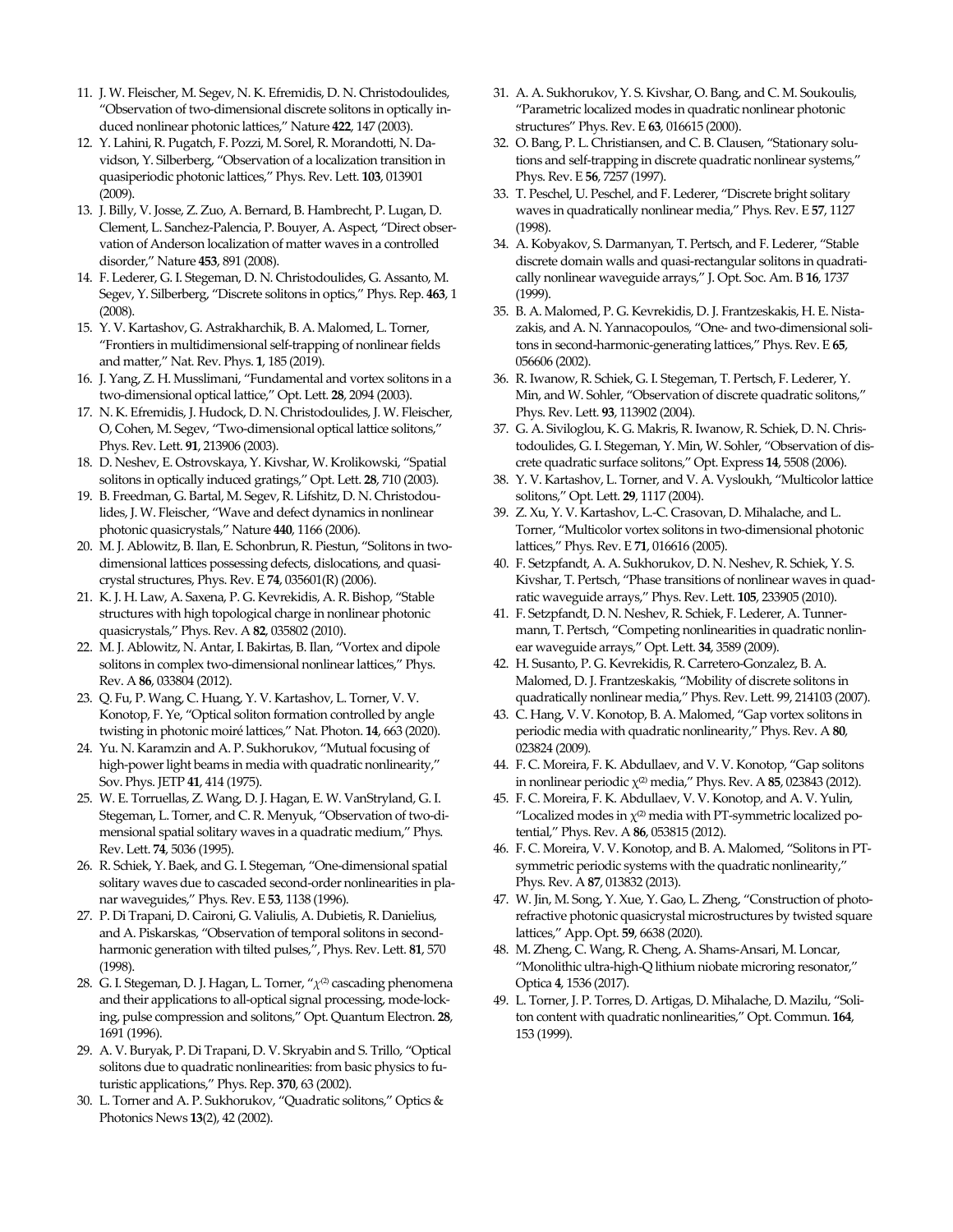11. J. W. Fleischer, M. Segev, N. K. Efremidis, D. N. Christodoulides, "Observation of two-dimensional discrete solitons in optically induced nonlinear photonic lattices," Nature **422**, 147 (2003).
12. Y. Lahini, R. Pugatch, F. Pozzi, M. Sorel, R. Morandotti, N. Davidson, Y. Silberberg, "Observation of a localization transition in quasiperiodic photonic lattices," Phys. Rev. Lett. **103**, 013901 (2009).
13. J. Billy, V. Josse, Z. Zuo, A. Bernard, B. Hambrecht, P. Lugan, D. Clement, L. Sanchez-Palencia, P. Bouyer, A. Aspect, "Direct observation of Anderson localization of matter waves in a controlled disorder," Nature **453**, 891 (2008).
14. F. Lederer, G. I. Stegeman, D. N. Christodoulides, G. Assanto, M. Segev, Y. Silberberg, "Discrete solitons in optics," Phys. Rep. **463**, 1 (2008).
15. Y. V. Kartashov, G. Astrakharchik, B. A. Malomed, L. Torner, "Frontiers in multidimensional self-trapping of nonlinear fields and matter," Nat. Rev. Phys. **1**, 185 (2019).
16. J. Yang, Z. H. Musslimani, "Fundamental and vortex solitons in a two-dimensional optical lattice," Opt. Lett. **28**, 2094 (2003).
17. N. K. Efremidis, J. Hudock, D. N. Christodoulides, J. W. Fleischer, O, Cohen, M. Segev, "Two-dimensional optical lattice solitons," Phys. Rev. Lett. **91**, 213906 (2003).
18. D. Neshev, E. Ostrovskaya, Y. Kivshar, W. Krolikowski, "Spatial solitons in optically induced gratings," Opt. Lett. **28**, 710 (2003).
19. B. Freedman, G. Bartal, M. Segev, R. Lifshitz, D. N. Christodoulides, J. W. Fleischer, "Wave and defect dynamics in nonlinear photonic quasicrystals," Nature **440**, 1166 (2006).
20. M. J. Ablowitz, B. Ilan, E. Schonbrun, R. Piestun, "Solitons in two-dimensional lattices possessing defects, dislocations, and quasicrystal structures, Phys. Rev. E **74**, 035601(R) (2006).
21. K. J. H. Law, A. Saxena, P. G. Kevrekidis, A. R. Bishop, "Stable structures with high topological charge in nonlinear photonic quasicrystals," Phys. Rev. A **82**, 035802 (2010).
22. M. J. Ablowitz, N. Antar, I. Bakirtas, B. Ilan, "Vortex and dipole solitons in complex two-dimensional nonlinear lattices," Phys. Rev. A **86**, 033804 (2012).
23. Q. Fu, P. Wang, C. Huang, Y. V. Kartashov, L. Torner, V. V. Konotop, F. Ye, "Optical soliton formation controlled by angle twisting in photonic moiré lattices," Nat. Photon. **14**, 663 (2020).
24. Yu. N. Karamzin and A. P. Sukhorukov, "Mutual focusing of high-power light beams in media with quadratic nonlinearity," Sov. Phys. JETP **41**, 414 (1975).
25. W. E. Torruellas, Z. Wang, D. J. Hagan, E. W. VanStryland, G. I. Stegeman, L. Torner, and C. R. Menyuk, "Observation of two-dimensional spatial solitary waves in a quadratic medium," Phys. Rev. Lett. **74**, 5036 (1995).
26. R. Schiek, Y. Baek, and G. I. Stegeman, "One-dimensional spatial solitary waves due to cascaded second-order nonlinearities in planar waveguides," Phys. Rev. E **53**, 1138 (1996).
27. P. Di Trapani, D. Caironi, G. Valiulis, A. Dubietis, R. Danielius, and A. Piskarskas, "Observation of temporal solitons in second-harmonic generation with tilted pulses,", Phys. Rev. Lett. **81**, 570 (1998).
28. G. I. Stegeman, D. J. Hagan, L. Torner, "$\chi^{(2)}$ cascading phenomena and their applications to all-optical signal processing, mode-locking, pulse compression and solitons," Opt. Quantum Electron. **28**, 1691 (1996).
29. A. V. Buryak, P. Di Trapani, D. V. Skryabin and S. Trillo, "Optical solitons due to quadratic nonlinearities: from basic physics to futuristic applications," Phys. Rep. **370**, 63 (2002).
30. L. Torner and A. P. Sukhorukov, "Quadratic solitons," Optics & Photonics News **13**(2), 42 (2002).
31. A. A. Sukhorukov, Y. S. Kivshar, O. Bang, and C. M. Soukoulis, "Parametric localized modes in quadratic nonlinear photonic structures" Phys. Rev. E **63**, 016615 (2000).
32. O. Bang, P. L. Christiansen, and C. B. Clausen, "Stationary solutions and self-trapping in discrete quadratic nonlinear systems," Phys. Rev. E **56**, 7257 (1997).
33. T. Peschel, U. Peschel, and F. Lederer, "Discrete bright solitary waves in quadratically nonlinear media," Phys. Rev. E **57**, 1127 (1998).
34. A. Kobyakov, S. Darmanyan, T. Pertsch, and F. Lederer, "Stable discrete domain walls and quasi-rectangular solitons in quadratically nonlinear waveguide arrays," J. Opt. Soc. Am. B **16**, 1737 (1999).
35. B. A. Malomed, P. G. Kevrekidis, D. J. Frantzeskakis, H. E. Nistazakis, and A. N. Yannacopoulos, "One- and two-dimensional solitons in second-harmonic-generating lattices," Phys. Rev. E **65**, 056606 (2002).
36. R. Iwanow, R. Schiek, G. I. Stegeman, T. Pertsch, F. Lederer, Y. Min, and W. Sohler, "Observation of discrete quadratic solitons," Phys. Rev. Lett. **93**, 113902 (2004).
37. G. A. Siviloglou, K. G. Makris, R. Iwanow, R. Schiek, D. N. Christodoulides, G. I. Stegeman, Y. Min, W. Sohler, "Observation of discrete quadratic surface solitons," Opt. Express **14**, 5508 (2006).
38. Y. V. Kartashov, L. Torner, and V. A. Vysloukh, "Multicolor lattice solitons," Opt. Lett. **29**, 1117 (2004).
39. Z. Xu, Y. V. Kartashov, L.-C. Crasovan, D. Mihalache, and L. Torner, "Multicolor vortex solitons in two-dimensional photonic lattices," Phys. Rev. E **71**, 016616 (2005).
40. F. Setzpfandt, A. A. Sukhorukov, D. N. Neshev, R. Schiek, Y. S. Kivshar, T. Pertsch, "Phase transitions of nonlinear waves in quadratic waveguide arrays," Phys. Rev. Lett. **105**, 233905 (2010).
41. F. Setzpfandt, D. N. Neshev, R. Schiek, F. Lederer, A. Tunnermann, T. Pertsch, "Competing nonlinearities in quadratic nonlinear waveguide arrays," Opt. Lett. **34**, 3589 (2009).
42. H. Susanto, P. G. Kevrekidis, R. Carretero-Gonzalez, B. A. Malomed, D. J. Frantzeskakis, "Mobility of discrete solitons in quadratically nonlinear media," Phys. Rev. Lett. 99, 214103 (2007).
43. C. Hang, V. V. Konotop, B. A. Malomed, "Gap vortex solitons in periodic media with quadratic nonlinearity," Phys. Rev. A **80**, 023824 (2009).
44. F. C. Moreira, F. K. Abdullaev, and V. V. Konotop, "Gap solitons in nonlinear periodic $\chi^{(2)}$ media," Phys. Rev. A **85**, 023843 (2012).
45. F. C. Moreira, F. K. Abdullaev, V. V. Konotop, and A. V. Yulin, "Localized modes in $\chi^{(2)}$ media with PT-symmetric localized potential," Phys. Rev. A **86**, 053815 (2012).
46. F. C. Moreira, V. V. Konotop, and B. A. Malomed, "Solitons in PT-symmetric periodic systems with the quadratic nonlinearity," Phys. Rev. A **87**, 013832 (2013).
47. W. Jin, M. Song, Y. Xue, Y. Gao, L. Zheng, "Construction of photorefractive photonic quasicrystal microstructures by twisted square lattices," App. Opt. **59**, 6638 (2020).
48. M. Zheng, C. Wang, R. Cheng, A. Shams-Ansari, M. Loncar, "Monolithic ultra-high-Q lithium niobate microring resonator," Optica **4**, 1536 (2017).
49. L. Torner, J. P. Torres, D. Artigas, D. Mihalache, D. Mazilu, "Soliton content with quadratic nonlinearities," Opt. Commun. **164**, 153 (1999).